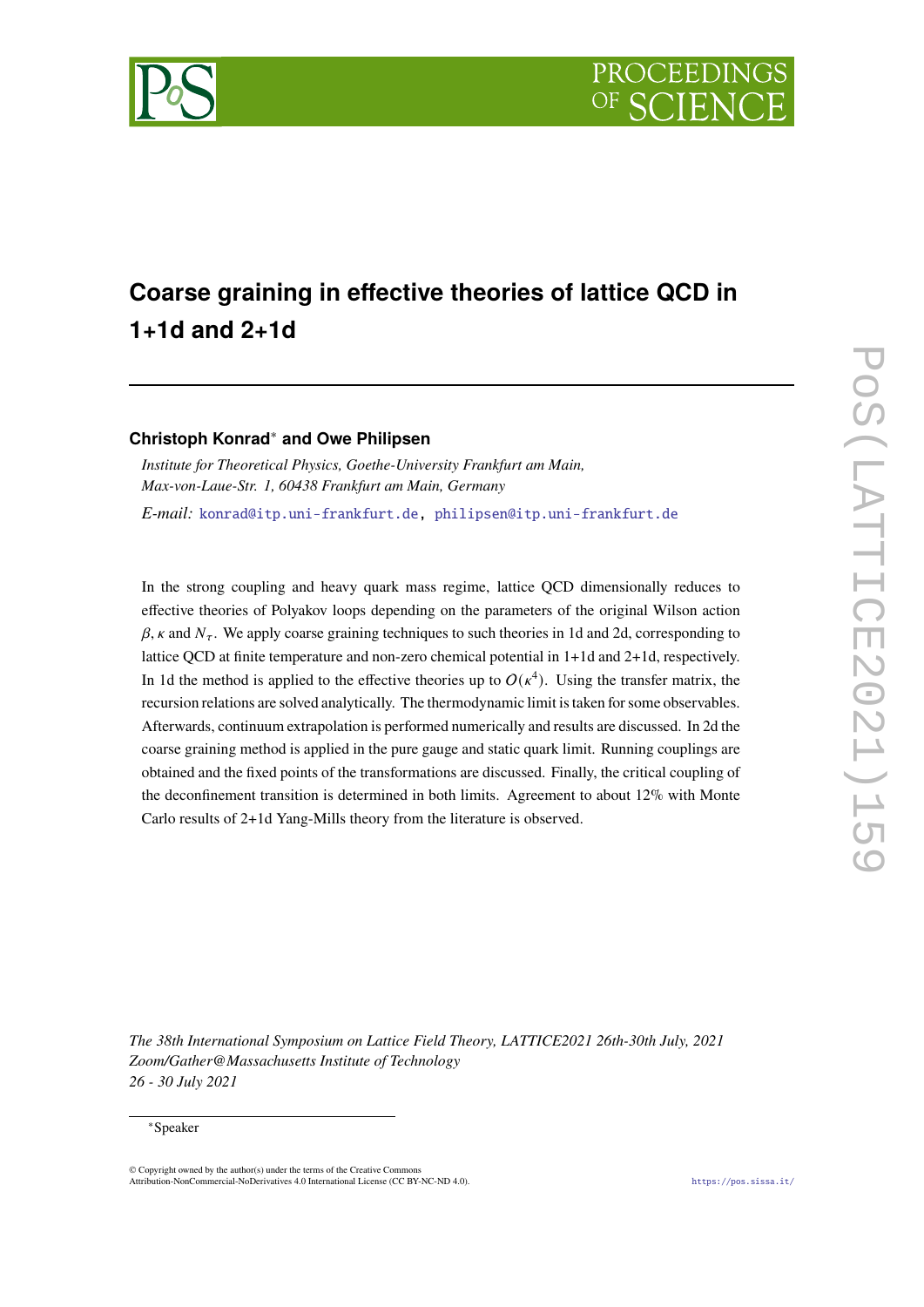# Coarse graining in effective theories of lattice QCD in 1+1d and 2+1d

**Christoph Konrad*** **and Owe Philipsen**

*Institute for Theoretical Physics, Goethe-University Frankfurt am Main, Max-von-Laue-Str. 1, 60438 Frankfurt am Main, Germany*

*E-mail:* konrad@itp.uni-frankfurt.de, philipsen@itp.uni-frankfurt.de

In the strong coupling and heavy quark mass regime, lattice QCD dimensionally reduces to effective theories of Polyakov loops depending on the parameters of the original Wilson action $\beta$, $\kappa$ and $N_\tau$. We apply coarse graining techniques to such theories in 1d and 2d, corresponding to lattice QCD at finite temperature and non-zero chemical potential in 1+1d and 2+1d, respectively. In 1d the method is applied to the effective theories up to $O(\kappa^4)$. Using the transfer matrix, the recursion relations are solved analytically. The thermodynamic limit is taken for some observables. Afterwards, continuum extrapolation is performed numerically and results are discussed. In 2d the coarse graining method is applied in the pure gauge and static quark limit. Running couplings are obtained and the fixed points of the transformations are discussed. Finally, the critical coupling of the deconfinement transition is determined in both limits. Agreement to about 12% with Monte Carlo results of 2+1d Yang-Mills theory from the literature is observed.

*The 38th International Symposium on Lattice Field Theory, LATTICE2021 26th-30th July, 2021 Zoom/Gather@Massachusetts Institute of Technology 26 - 30 July 2021*

*Speaker

© Copyright owned by the author(s) under the terms of the Creative Commons Attribution-NonCommercial-NoDerivatives 4.0 International License (CC BY-NC-ND 4.0).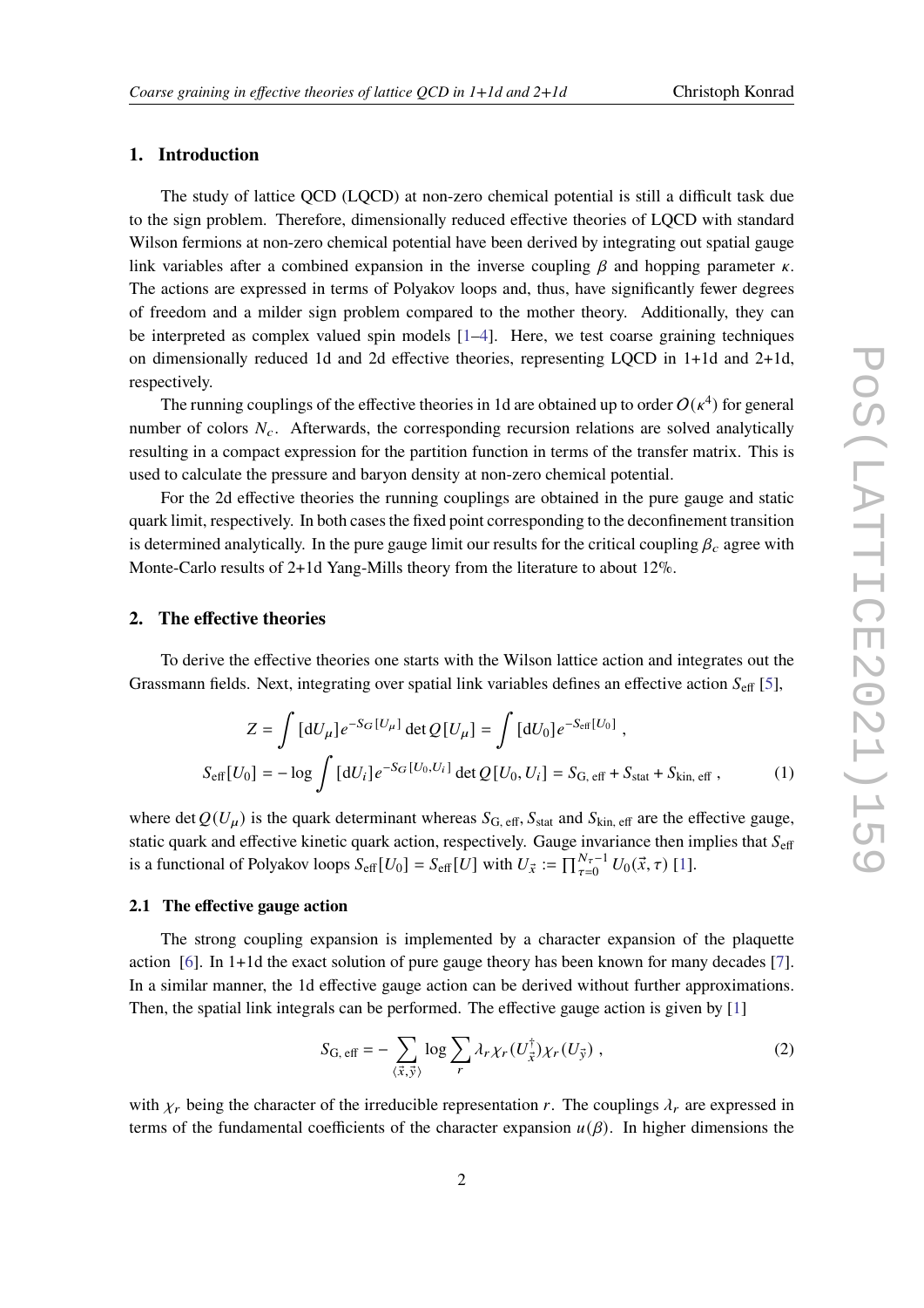## 1. Introduction

The study of lattice QCD (LQCD) at non-zero chemical potential is still a difficult task due to the sign problem. Therefore, dimensionally reduced effective theories of LQCD with standard Wilson fermions at non-zero chemical potential have been derived by integrating out spatial gauge link variables after a combined expansion in the inverse coupling $\beta$ and hopping parameter $\kappa$. The actions are expressed in terms of Polyakov loops and, thus, have significantly fewer degrees of freedom and a milder sign problem compared to the mother theory. Additionally, they can be interpreted as complex valued spin models [1–4]. Here, we test coarse graining techniques on dimensionally reduced 1d and 2d effective theories, representing LQCD in 1+1d and 2+1d, respectively.

The running couplings of the effective theories in 1d are obtained up to order $O(\kappa^4)$ for general number of colors $N_c$. Afterwards, the corresponding recursion relations are solved analytically resulting in a compact expression for the partition function in terms of the transfer matrix. This is used to calculate the pressure and baryon density at non-zero chemical potential.

For the 2d effective theories the running couplings are obtained in the pure gauge and static quark limit, respectively. In both cases the fixed point corresponding to the deconfinement transition is determined analytically. In the pure gauge limit our results for the critical coupling $\beta_c$ agree with Monte-Carlo results of 2+1d Yang-Mills theory from the literature to about 12%.

## 2. The effective theories

To derive the effective theories one starts with the Wilson lattice action and integrates out the Grassmann fields. Next, integrating over spatial link variables defines an effective action $S_{\text{eff}}$ [5],

$$
\begin{aligned}
Z &= \int [\mathrm{d}U_\mu] e^{-S_G[U_\mu]} \det Q[U_\mu] = \int [\mathrm{d}U_0] e^{-S_{\text{eff}}[U_0]} \,, \\
S_{\text{eff}}[U_0] &= -\log \int [\mathrm{d}U_i] e^{-S_G[U_0,U_i]} \det Q[U_0,U_i] = S_{\text{G, eff}} + S_{\text{stat}} + S_{\text{kin, eff}} \,,
\end{aligned} \tag{1}
$$

where $\det Q(U_\mu)$ is the quark determinant whereas $S_{\text{G, eff}}$, $S_{\text{stat}}$ and $S_{\text{kin, eff}}$ are the effective gauge, static quark and effective kinetic quark action, respectively. Gauge invariance then implies that $S_{\text{eff}}$ is a functional of Polyakov loops $S_{\text{eff}}[U_0] = S_{\text{eff}}[U]$ with $U_{\vec{x}} := \prod_{\tau=0}^{N_\tau-1} U_0(\vec{x},\tau)$ [1].

### 2.1 The effective gauge action

The strong coupling expansion is implemented by a character expansion of the plaquette action [6]. In 1+1d the exact solution of pure gauge theory has been known for many decades [7]. In a similar manner, the 1d effective gauge action can be derived without further approximations. Then, the spatial link integrals can be performed. The effective gauge action is given by [1]

$$
S_{\text{G, eff}} = -\sum_{\langle \vec{x},\vec{y} \rangle} \log \sum_r \lambda_r \chi_r(U_{\vec{x}}^\dagger) \chi_r(U_{\vec{y}}) \,, \tag{2}
$$

with $\chi_r$ being the character of the irreducible representation $r$. The couplings $\lambda_r$ are expressed in terms of the fundamental coefficients of the character expansion $u(\beta)$. In higher dimensions the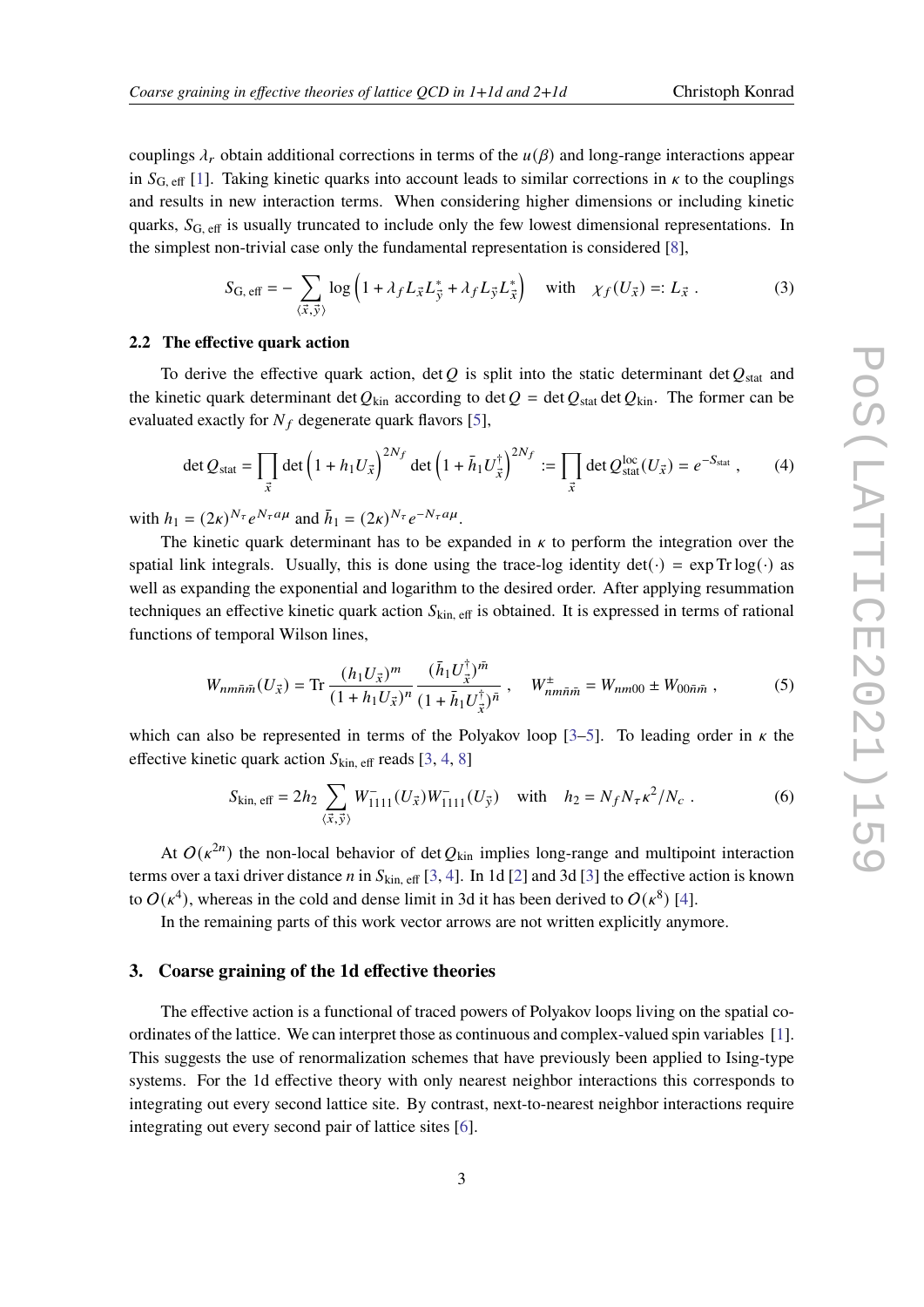couplings $\lambda_r$ obtain additional corrections in terms of the $u(\beta)$ and long-range interactions appear in $S_{\text{G, eff}}$ [1]. Taking kinetic quarks into account leads to similar corrections in $\kappa$ to the couplings and results in new interaction terms. When considering higher dimensions or including kinetic quarks, $S_{\text{G, eff}}$ is usually truncated to include only the few lowest dimensional representations. In the simplest non-trivial case only the fundamental representation is considered [8],

$$S_{\text{G, eff}} = -\sum_{\langle \vec{x}, \vec{y} \rangle} \log\left(1 + \lambda_f L_{\vec{x}} L_{\vec{y}}^* + \lambda_f L_{\vec{y}} L_{\vec{x}}^*\right) \quad \text{with} \quad \chi_f(U_{\vec{x}}) =: L_{\vec{x}} \; . \tag{3}$$

### 2.2 The effective quark action

To derive the effective quark action, $\det Q$ is split into the static determinant $\det Q_{\text{stat}}$ and the kinetic quark determinant $\det Q_{\text{kin}}$ according to $\det Q = \det Q_{\text{stat}} \det Q_{\text{kin}}$. The former can be evaluated exactly for $N_f$ degenerate quark flavors [5],

$$\det Q_{\text{stat}} = \prod_{\vec{x}} \det\left(1 + h_1 U_{\vec{x}}\right)^{2N_f} \det\left(1 + \bar{h}_1 U_{\vec{x}}^\dagger\right)^{2N_f} := \prod_{\vec{x}} \det Q_{\text{stat}}^{\text{loc}}(U_{\vec{x}}) = e^{-S_{\text{stat}}} \; , \tag{4}$$

with $h_1 = (2\kappa)^{N_\tau} e^{N_\tau a\mu}$ and $\bar{h}_1 = (2\kappa)^{N_\tau} e^{-N_\tau a\mu}$.

The kinetic quark determinant has to be expanded in $\kappa$ to perform the integration over the spatial link integrals. Usually, this is done using the trace-log identity $\det(\cdot) = \exp \operatorname{Tr} \log(\cdot)$ as well as expanding the exponential and logarithm to the desired order. After applying resummation techniques an effective kinetic quark action $S_{\text{kin, eff}}$ is obtained. It is expressed in terms of rational functions of temporal Wilson lines,

$$W_{nm\bar{n}\bar{m}}(U_{\vec{x}}) = \operatorname{Tr} \frac{(h_1 U_{\vec{x}})^m}{(1 + h_1 U_{\vec{x}})^n} \frac{(\bar{h}_1 U_{\vec{x}}^\dagger)^{\bar{m}}}{(1 + \bar{h}_1 U_{\vec{x}}^\dagger)^{\bar{n}}} \; , \quad W^{\pm}_{nm\bar{n}\bar{m}} = W_{nm00} \pm W_{00\bar{n}\bar{m}} \; , \tag{5}$$

which can also be represented in terms of the Polyakov loop [3–5]. To leading order in $\kappa$ the effective kinetic quark action $S_{\text{kin, eff}}$ reads [3, 4, 8]

$$S_{\text{kin, eff}} = 2h_2 \sum_{\langle \vec{x}, \vec{y} \rangle} W^-_{1111}(U_{\vec{x}}) W^-_{1111}(U_{\vec{y}}) \quad \text{with} \quad h_2 = N_f N_\tau \kappa^2 / N_c \; . \tag{6}$$

At $O(\kappa^{2n})$ the non-local behavior of $\det Q_{\text{kin}}$ implies long-range and multipoint interaction terms over a taxi driver distance $n$ in $S_{\text{kin, eff}}$ [3, 4]. In 1d [2] and 3d [3] the effective action is known to $O(\kappa^4)$, whereas in the cold and dense limit in 3d it has been derived to $O(\kappa^8)$ [4].

In the remaining parts of this work vector arrows are not written explicitly anymore.

## 3. Coarse graining of the 1d effective theories

The effective action is a functional of traced powers of Polyakov loops living on the spatial coordinates of the lattice. We can interpret those as continuous and complex-valued spin variables [1]. This suggests the use of renormalization schemes that have previously been applied to Ising-type systems. For the 1d effective theory with only nearest neighbor interactions this corresponds to integrating out every second lattice site. By contrast, next-to-nearest neighbor interactions require integrating out every second pair of lattice sites [6].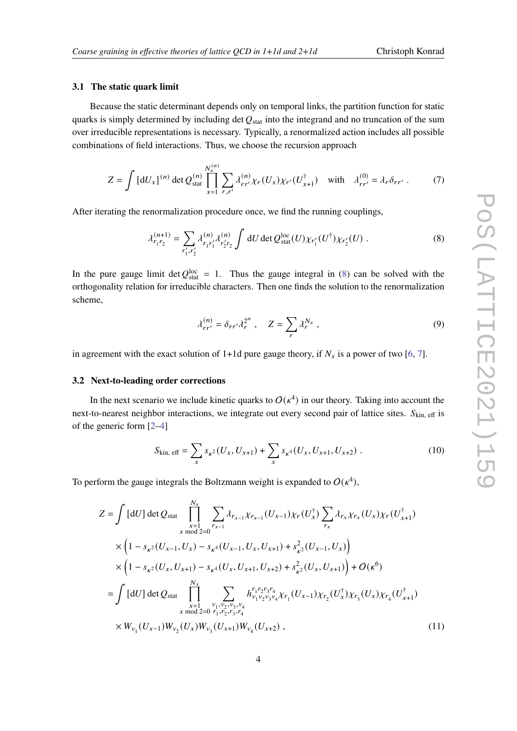### 3.1 The static quark limit

Because the static determinant depends only on temporal links, the partition function for static quarks is simply determined by including $\det Q_{\text{stat}}$ into the integrand and no truncation of the sum over irreducible representations is necessary. Typically, a renormalized action includes all possible combinations of field interactions. Thus, we choose the recursion approach

$$Z = \int [\mathrm{d}U_x]^{(n)} \det Q_{\text{stat}}^{(n)} \prod_{x=1}^{N_s^{(n)}} \sum_{r,r'} \lambda_{rr'}^{(n)} \chi_r(U_x) \chi_{r'}(U_{x+1}^\dagger) \quad \text{with} \quad \lambda_{rr'}^{(0)} = \lambda_r \delta_{rr'} \; . \tag{7}$$

After iterating the renormalization procedure once, we find the running couplings,

$$\lambda_{r_1 r_2}^{(n+1)} = \sum_{r_1', r_2'} \lambda_{r_1 r_1'}^{(n)} \lambda_{r_2' r_2}^{(n)} \int \mathrm{d}U \det Q_{\text{stat}}^{\text{loc}}(U) \chi_{r_1'}(U^\dagger) \chi_{r_2'}(U) \; . \tag{8}$$

In the pure gauge limit $\det Q_{\text{stat}}^{\text{loc}} = 1$. Thus the gauge integral in (8) can be solved with the orthogonality relation for irreducible characters. Then one finds the solution to the renormalization scheme,

$$\lambda_{rr'}^{(n)} = \delta_{rr'} \lambda_r^{2^n} \; , \quad Z = \sum_r \lambda_r^{N_s} \; , \tag{9}$$

in agreement with the exact solution of 1+1d pure gauge theory, if $N_s$ is a power of two [6, 7].

### 3.2 Next-to-leading order corrections

In the next scenario we include kinetic quarks to $O(\kappa^4)$ in our theory. Taking into account the next-to-nearest neighbor interactions, we integrate out every second pair of lattice sites. $S_{\text{kin, eff}}$ is of the generic form [2–4]

$$S_{\text{kin, eff}} = \sum_x s_{\kappa^2}(U_x, U_{x+1}) + \sum_x s_{\kappa^4}(U_x, U_{x+1}, U_{x+2}) \; . \tag{10}$$

To perform the gauge integrals the Boltzmann weight is expanded to $O(\kappa^4)$,

$$\begin{aligned}
Z = \int [\mathrm{d}U] \det Q_{\text{stat}} & \prod_{\substack{x=1 \\ x \bmod 2 = 0}}^{N_s} \sum_{r_{x-1}} \lambda_{r_{x-1}} \chi_{r_{x-1}}(U_{x-1}) \chi_r(U_x^\dagger) \sum_{r_x} \lambda_{r_x} \chi_{r_x}(U_x) \chi_r(U_{x+1}^\dagger) \\
& \times \Big(1 - s_{\kappa^2}(U_{x-1}, U_x) - s_{\kappa^4}(U_{x-1}, U_x, U_{x+1}) + s_{\kappa^2}^2(U_{x-1}, U_x)\Big) \\
& \times \Big(1 - s_{\kappa^2}(U_x, U_{x+1}) - s_{\kappa^4}(U_x, U_{x+1}, U_{x+2}) + s_{\kappa^2}^2(U_x, U_{x+1})\Big) + O(\kappa^6) \\
= \int [\mathrm{d}U] \det Q_{\text{stat}} & \prod_{\substack{x=1 \\ x \bmod 2 = 0}}^{N_x} \sum_{\substack{v_1, v_2, v_3, v_4 \\ r_1, r_2, r_3, r_4}} h_{v_1 v_2 v_3 v_4}^{r_1 r_2 r_3 r_4} \chi_{r_1}(U_{x-1}) \chi_{r_2}(U_x^\dagger) \chi_{r_3}(U_x) \chi_{r_4}(U_{x+1}^\dagger) \\
& \times W_{v_1}(U_{x-1}) W_{v_2}(U_x) W_{v_3}(U_{x+1}) W_{v_4}(U_{x+2}) \; ,
\end{aligned} \tag{11}$$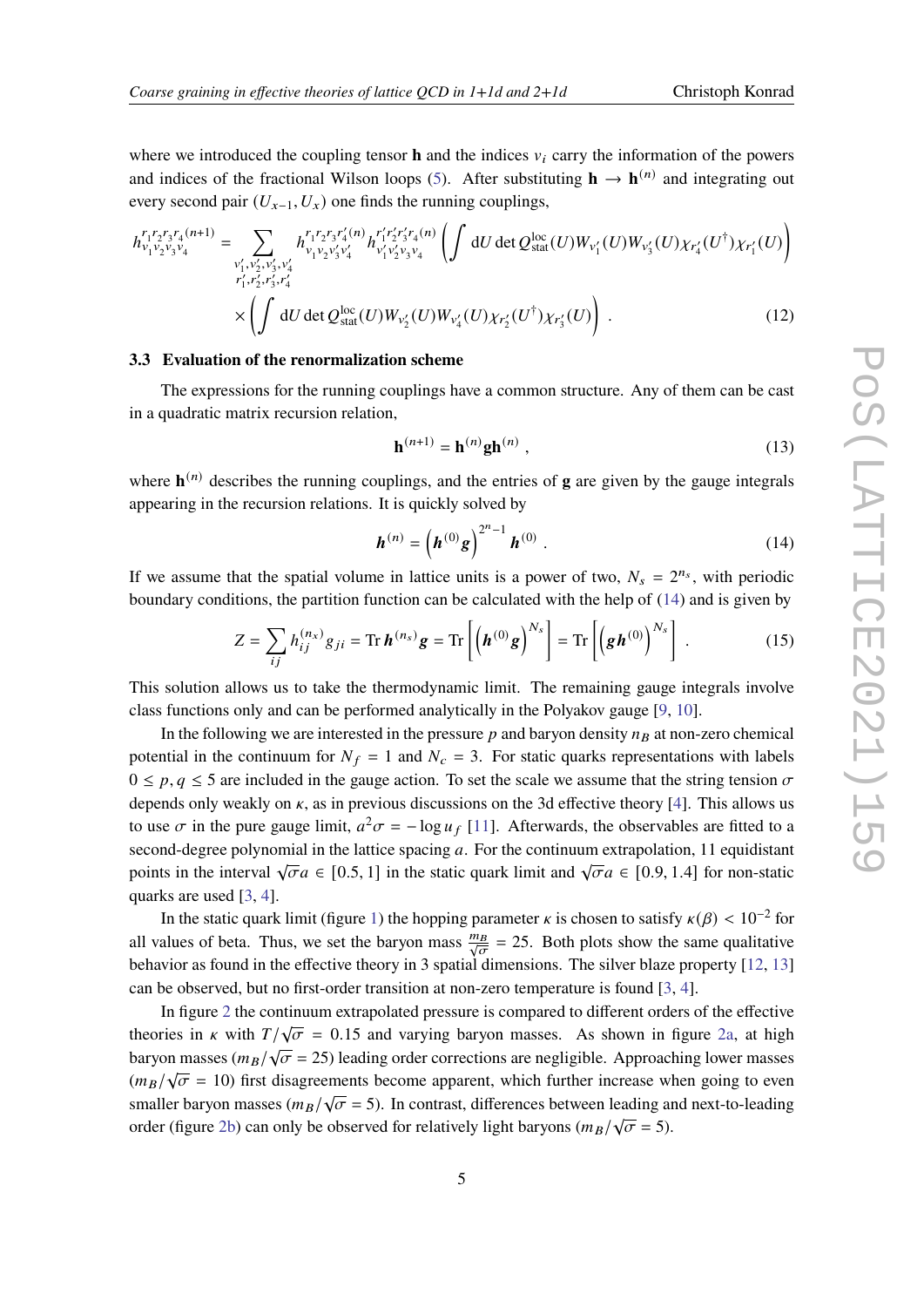where we introduced the coupling tensor $\mathbf{h}$ and the indices $v_i$ carry the information of the powers and indices of the fractional Wilson loops (5). After substituting $\mathbf{h} \to \mathbf{h}^{(n)}$ and integrating out every second pair $(U_{x-1}, U_x)$ one finds the running couplings,

$$h^{r_1 r_2 r_3 r_4 (n+1)}_{v_1 v_2 v_3 v_4} = \sum_{\substack{v'_1, v'_2, v'_3, v'_4 \\ r'_1, r'_2, r'_3, r'_4}} h^{r_1 r_2 r_3 r'_4 (n)}_{v_1 v_2 v'_3 v'_4} h^{r'_1 r'_2 r'_3 r_4 (n)}_{v'_1 v'_2 v_3 v_4} \left( \int \mathrm{d}U \det Q^{\mathrm{loc}}_{\mathrm{stat}}(U) W_{v'_1}(U) W_{v'_3}(U) \chi_{r'_4}(U^\dagger) \chi_{r'_1}(U) \right)$$
$$\times \left( \int \mathrm{d}U \det Q^{\mathrm{loc}}_{\mathrm{stat}}(U) W_{v'_2}(U) W_{v'_4}(U) \chi_{r'_2}(U^\dagger) \chi_{r'_3}(U) \right) . \tag{12}$$

### 3.3 Evaluation of the renormalization scheme

The expressions for the running couplings have a common structure. Any of them can be cast in a quadratic matrix recursion relation,

$$\mathbf{h}^{(n+1)} = \mathbf{h}^{(n)} \mathbf{g} \mathbf{h}^{(n)} , \tag{13}$$

where $\mathbf{h}^{(n)}$ describes the running couplings, and the entries of $\mathbf{g}$ are given by the gauge integrals appearing in the recursion relations. It is quickly solved by

$$\boldsymbol{h}^{(n)} = \left( \boldsymbol{h}^{(0)} \boldsymbol{g} \right)^{2^n - 1} \boldsymbol{h}^{(0)} . \tag{14}$$

If we assume that the spatial volume in lattice units is a power of two, $N_s = 2^{n_s}$, with periodic boundary conditions, the partition function can be calculated with the help of (14) and is given by

$$Z = \sum_{ij} h^{(n_x)}_{ij} g_{ji} = \mathrm{Tr}\, \boldsymbol{h}^{(n_s)} \boldsymbol{g} = \mathrm{Tr} \left[ \left( \boldsymbol{h}^{(0)} \boldsymbol{g} \right)^{N_s} \right] = \mathrm{Tr} \left[ \left( \boldsymbol{g} \boldsymbol{h}^{(0)} \right)^{N_s} \right] . \tag{15}$$

This solution allows us to take the thermodynamic limit. The remaining gauge integrals involve class functions only and can be performed analytically in the Polyakov gauge [9, 10].

In the following we are interested in the pressure $p$ and baryon density $n_B$ at non-zero chemical potential in the continuum for $N_f = 1$ and $N_c = 3$. For static quarks representations with labels $0 \leq p, q \leq 5$ are included in the gauge action. To set the scale we assume that the string tension $\sigma$ depends only weakly on $\kappa$, as in previous discussions on the 3d effective theory [4]. This allows us to use $\sigma$ in the pure gauge limit, $a^2\sigma = -\log u_f$ [11]. Afterwards, the observables are fitted to a second-degree polynomial in the lattice spacing $a$. For the continuum extrapolation, 11 equidistant points in the interval $\sqrt{\sigma}a \in [0.5, 1]$ in the static quark limit and $\sqrt{\sigma}a \in [0.9, 1.4]$ for non-static quarks are used [3, 4].

In the static quark limit (figure 1) the hopping parameter $\kappa$ is chosen to satisfy $\kappa(\beta) < 10^{-2}$ for all values of beta. Thus, we set the baryon mass $\frac{m_B}{\sqrt{\sigma}} = 25$. Both plots show the same qualitative behavior as found in the effective theory in 3 spatial dimensions. The silver blaze property [12, 13] can be observed, but no first-order transition at non-zero temperature is found [3, 4].

In figure 2 the continuum extrapolated pressure is compared to different orders of the effective theories in $\kappa$ with $T/\sqrt{\sigma} = 0.15$ and varying baryon masses. As shown in figure 2a, at high baryon masses ($m_B/\sqrt{\sigma} = 25$) leading order corrections are negligible. Approaching lower masses ($m_B/\sqrt{\sigma} = 10$) first disagreements become apparent, which further increase when going to even smaller baryon masses ($m_B/\sqrt{\sigma} = 5$). In contrast, differences between leading and next-to-leading order (figure 2b) can only be observed for relatively light baryons ($m_B/\sqrt{\sigma} = 5$).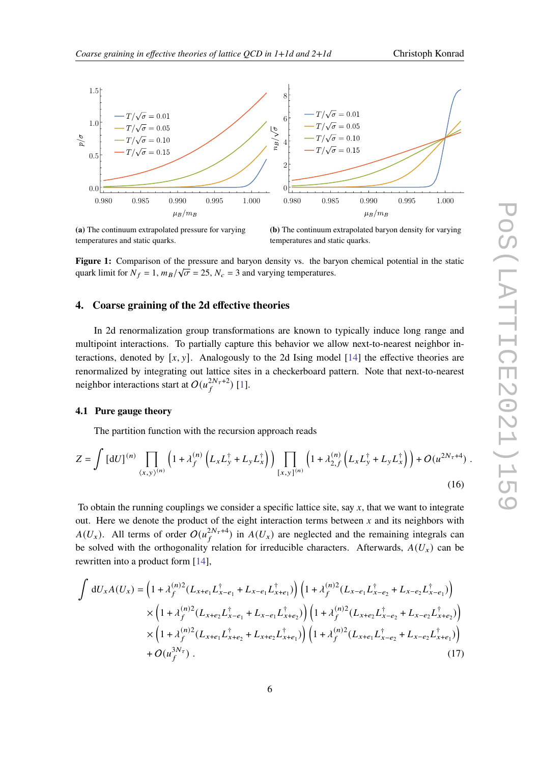(a) The continuum extrapolated pressure for varying temperatures and static quarks.

(b) The continuum extrapolated baryon density for varying temperatures and static quarks.

**Figure 1:** Comparison of the pressure and baryon density vs. the baryon chemical potential in the static quark limit for $N_f = 1$, $m_B/\sqrt{\sigma} = 25$, $N_c = 3$ and varying temperatures.

## 4. Coarse graining of the 2d effective theories

In 2d renormalization group transformations are known to typically induce long range and multipoint interactions. To partially capture this behavior we allow next-to-nearest neighbor interactions, denoted by $[x, y]$. Analogously to the 2d Ising model [14] the effective theories are renormalized by integrating out lattice sites in a checkerboard pattern. Note that next-to-nearest neighbor interactions start at $O(u_f^{2N_\tau+2})$ [1].

### 4.1 Pure gauge theory

The partition function with the recursion approach reads

$$Z = \int [\mathrm{d}U]^{(n)} \prod_{\langle x,y\rangle^{(n)}} \left(1 + \lambda_f^{(n)}\left(L_x L_y^\dagger + L_y L_x^\dagger\right)\right) \prod_{[x,y]^{(n)}} \left(1 + \lambda_{2,f}^{(n)}\left(L_x L_y^\dagger + L_y L_x^\dagger\right)\right) + O(u^{2N_\tau+4}) \,. \tag{16}$$

To obtain the running couplings we consider a specific lattice site, say $x$, that we want to integrate out. Here we denote the product of the eight interaction terms between $x$ and its neighbors with $A(U_x)$. All terms of order $O(u_f^{2N_\tau+4})$ in $A(U_x)$ are neglected and the remaining integrals can be solved with the orthogonality relation for irreducible characters. Afterwards, $A(U_x)$ can be rewritten into a product form [14],

$$\begin{aligned}
\int \mathrm{d}U_x A(U_x) = &\left(1 + \lambda_f^{(n)2}(L_{x+e_1}L_{x-e_1}^\dagger + L_{x-e_1}L_{x+e_1}^\dagger)\right)\left(1 + \lambda_f^{(n)2}(L_{x-e_1}L_{x-e_2}^\dagger + L_{x-e_2}L_{x-e_1}^\dagger)\right) \\
&\times \left(1 + \lambda_f^{(n)2}(L_{x+e_2}L_{x-e_1}^\dagger + L_{x-e_1}L_{x+e_2}^\dagger)\right)\left(1 + \lambda_f^{(n)2}(L_{x+e_2}L_{x-e_2}^\dagger + L_{x-e_2}L_{x+e_2}^\dagger)\right) \\
&\times \left(1 + \lambda_f^{(n)2}(L_{x+e_1}L_{x+e_2}^\dagger + L_{x+e_2}L_{x+e_1}^\dagger)\right)\left(1 + \lambda_f^{(n)2}(L_{x+e_1}L_{x-e_2}^\dagger + L_{x-e_2}L_{x+e_1}^\dagger)\right) \\
&+ O(u_f^{3N_\tau}) \,.
\end{aligned} \tag{17}$$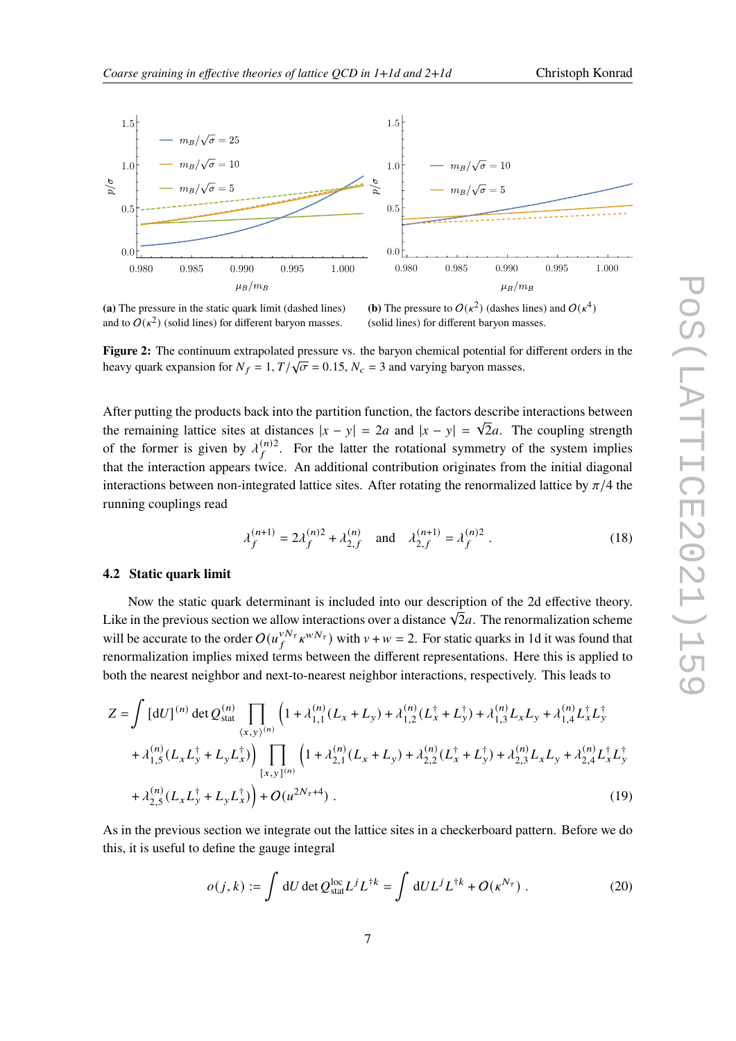(a) The pressure in the static quark limit (dashed lines) and to $O(\kappa^2)$ (solid lines) for different baryon masses.

(b) The pressure to $O(\kappa^2)$ (dashes lines) and $O(\kappa^4)$ (solid lines) for different baryon masses.

**Figure 2:** The continuum extrapolated pressure vs. the baryon chemical potential for different orders in the heavy quark expansion for $N_f = 1, T/\sqrt{\sigma} = 0.15, N_c = 3$ and varying baryon masses.

After putting the products back into the partition function, the factors describe interactions between the remaining lattice sites at distances $|x-y| = 2a$ and $|x-y| = \sqrt{2}a$. The coupling strength of the former is given by $\lambda_f^{(n)2}$. For the latter the rotational symmetry of the system implies that the interaction appears twice. An additional contribution originates from the initial diagonal interactions between non-integrated lattice sites. After rotating the renormalized lattice by $\pi/4$ the running couplings read

$$\lambda_f^{(n+1)} = 2\lambda_f^{(n)2} + \lambda_{2,f}^{(n)} \quad \text{and} \quad \lambda_{2,f}^{(n+1)} = \lambda_f^{(n)2}\,. \tag{18}$$

### 4.2 Static quark limit

Now the static quark determinant is included into our description of the 2d effective theory. Like in the previous section we allow interactions over a distance $\sqrt{2}a$. The renormalization scheme will be accurate to the order $O(u_f^{vN_\tau}\kappa^{wN_\tau})$ with $v+w=2$. For static quarks in 1d it was found that renormalization implies mixed terms between the different representations. Here this is applied to both the nearest neighbor and next-to-nearest neighbor interactions, respectively. This leads to

$$\begin{aligned}
Z = \int [\mathrm{d}U]^{(n)} \det Q_{\text{stat}}^{(n)} \prod_{\langle x,y\rangle^{(n)}} &\Big(1 + \lambda_{1,1}^{(n)}(L_x + L_y) + \lambda_{1,2}^{(n)}(L_x^\dagger + L_y^\dagger) + \lambda_{1,3}^{(n)} L_x L_y + \lambda_{1,4}^{(n)} L_x^\dagger L_y^\dagger \\
&+ \lambda_{1,5}^{(n)}(L_x L_y^\dagger + L_y L_x^\dagger)\Big) \prod_{[x,y]^{(n)}} \Big(1 + \lambda_{2,1}^{(n)}(L_x + L_y) + \lambda_{2,2}^{(n)}(L_x^\dagger + L_y^\dagger) + \lambda_{2,3}^{(n)} L_x L_y + \lambda_{2,4}^{(n)} L_x^\dagger L_y^\dagger \\
&+ \lambda_{2,5}^{(n)}(L_x L_y^\dagger + L_y L_x^\dagger)\Big) + O(u^{2N_\tau+4})\,.
\end{aligned} \tag{19}$$

As in the previous section we integrate out the lattice sites in a checkerboard pattern. Before we do this, it is useful to define the gauge integral

$$o(j,k) := \int \mathrm{d}U \det Q_{\text{stat}}^{\text{loc}} L^j L^{\dagger k} = \int \mathrm{d}U L^j L^{\dagger k} + O(\kappa^{N_\tau})\,. \tag{20}$$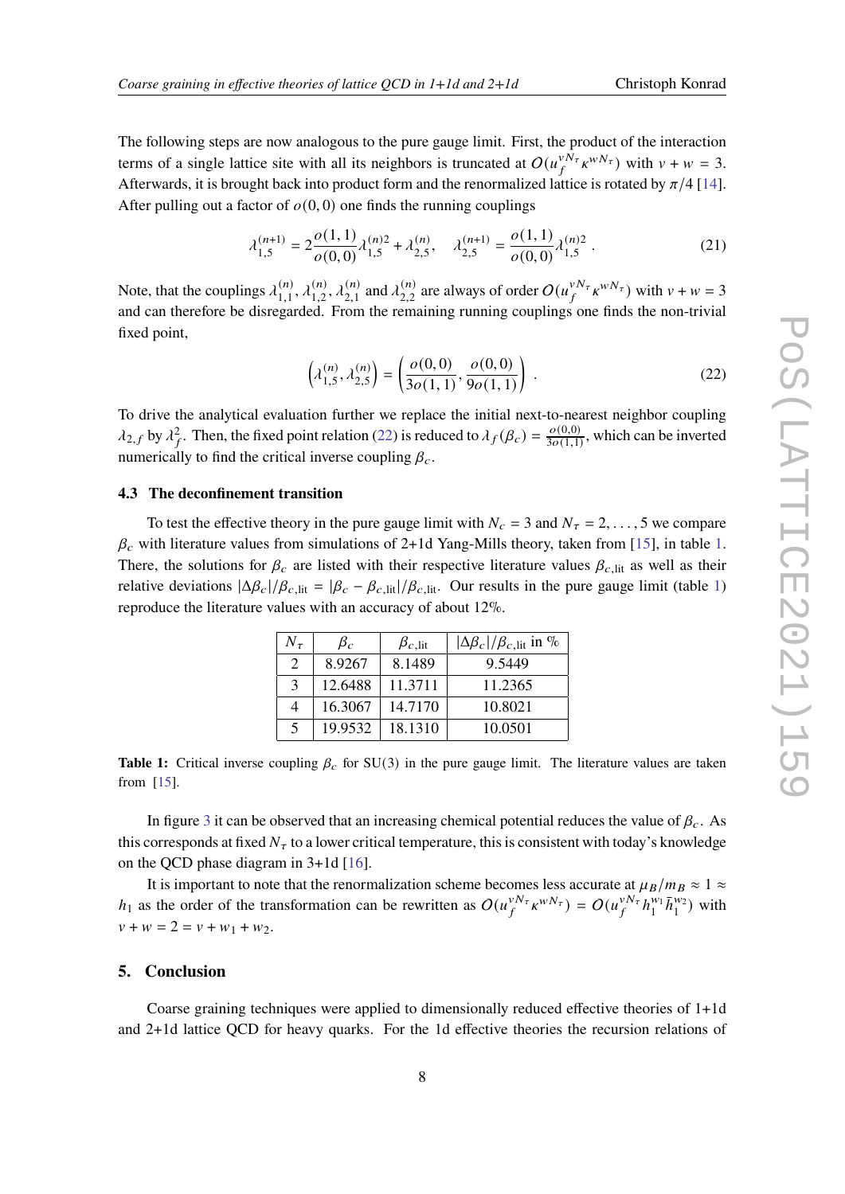The following steps are now analogous to the pure gauge limit. First, the product of the interaction terms of a single lattice site with all its neighbors is truncated at $O(u_f^{vN_\tau}\kappa^{wN_\tau})$ with $v+w=3$. Afterwards, it is brought back into product form and the renormalized lattice is rotated by $\pi/4$ [14]. After pulling out a factor of $o(0,0)$ one finds the running couplings

$$\lambda_{1,5}^{(n+1)} = 2\frac{o(1,1)}{o(0,0)}\lambda_{1,5}^{(n)2} + \lambda_{2,5}^{(n)}, \quad \lambda_{2,5}^{(n+1)} = \frac{o(1,1)}{o(0,0)}\lambda_{1,5}^{(n)2} . \tag{21}$$

Note, that the couplings $\lambda_{1,1}^{(n)}$, $\lambda_{1,2}^{(n)}$, $\lambda_{2,1}^{(n)}$ and $\lambda_{2,2}^{(n)}$ are always of order $O(u_f^{vN_\tau}\kappa^{wN_\tau})$ with $v+w=3$ and can therefore be disregarded. From the remaining running couplings one finds the non-trivial fixed point,

$$\left(\lambda_{1,5}^{(n)}, \lambda_{2,5}^{(n)}\right) = \left(\frac{o(0,0)}{3o(1,1)}, \frac{o(0,0)}{9o(1,1)}\right) . \tag{22}$$

To drive the analytical evaluation further we replace the initial next-to-nearest neighbor coupling $\lambda_{2,f}$ by $\lambda_f^2$. Then, the fixed point relation (22) is reduced to $\lambda_f(\beta_c) = \frac{o(0,0)}{3o(1,1)}$, which can be inverted numerically to find the critical inverse coupling $\beta_c$.

### 4.3 The deconfinement transition

To test the effective theory in the pure gauge limit with $N_c = 3$ and $N_\tau = 2, \ldots, 5$ we compare $\beta_c$ with literature values from simulations of 2+1d Yang-Mills theory, taken from [15], in table 1. There, the solutions for $\beta_c$ are listed with their respective literature values $\beta_{c,\text{lit}}$ as well as their relative deviations $|\Delta\beta_c|/\beta_{c,\text{lit}} = |\beta_c - \beta_{c,\text{lit}}|/\beta_{c,\text{lit}}$. Our results in the pure gauge limit (table 1) reproduce the literature values with an accuracy of about 12%.

| $N_\tau$ | $\beta_c$ | $\beta_{c,\text{lit}}$ | $\lvert\Delta\beta_c\rvert/\beta_{c,\text{lit}}$ in % |
|---|---|---|---|
| 2 | 8.9267 | 8.1489 | 9.5449 |
| 3 | 12.6488 | 11.3711 | 11.2365 |
| 4 | 16.3067 | 14.7170 | 10.8021 |
| 5 | 19.9532 | 18.1310 | 10.0501 |

**Table 1:** Critical inverse coupling $\beta_c$ for SU(3) in the pure gauge limit. The literature values are taken from [15].

In figure 3 it can be observed that an increasing chemical potential reduces the value of $\beta_c$. As this corresponds at fixed $N_\tau$ to a lower critical temperature, this is consistent with today's knowledge on the QCD phase diagram in 3+1d [16].

It is important to note that the renormalization scheme becomes less accurate at $\mu_B/m_B \approx 1 \approx h_1$ as the order of the transformation can be rewritten as $O(u_f^{vN_\tau}\kappa^{wN_\tau}) = O(u_f^{vN_\tau}h_1^{w_1}\bar{h}_1^{w_2})$ with $v+w=2=v+w_1+w_2$.

## 5. Conclusion

Coarse graining techniques were applied to dimensionally reduced effective theories of 1+1d and 2+1d lattice QCD for heavy quarks. For the 1d effective theories the recursion relations of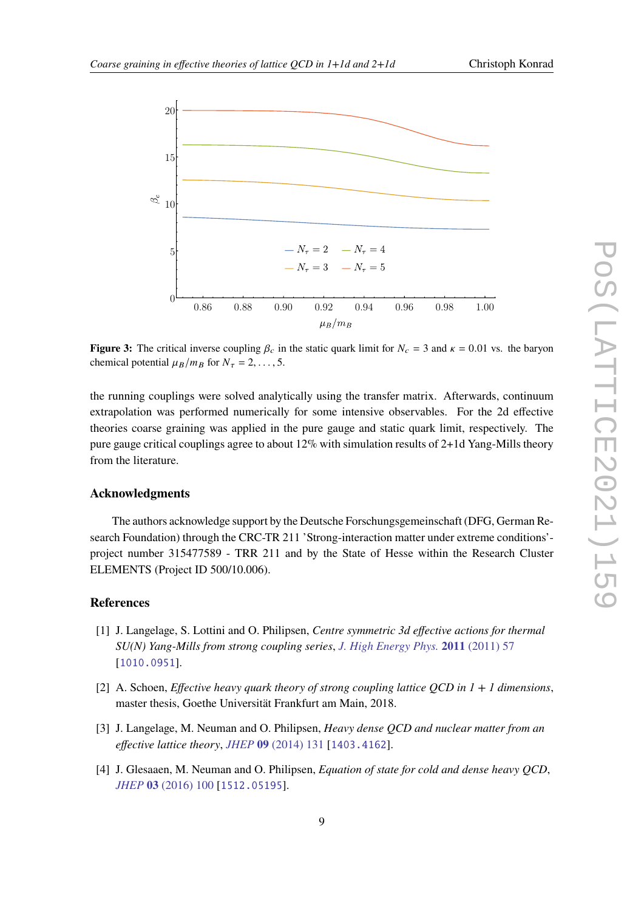**Figure 3:** The critical inverse coupling $\beta_c$ in the static quark limit for $N_c = 3$ and $\kappa = 0.01$ vs. the baryon chemical potential $\mu_B/m_B$ for $N_\tau = 2, \ldots, 5$.

the running couplings were solved analytically using the transfer matrix. Afterwards, continuum extrapolation was performed numerically for some intensive observables. For the 2d effective theories coarse graining was applied in the pure gauge and static quark limit, respectively. The pure gauge critical couplings agree to about 12% with simulation results of 2+1d Yang-Mills theory from the literature.

## Acknowledgments

The authors acknowledge support by the Deutsche Forschungsgemeinschaft (DFG, German Research Foundation) through the CRC-TR 211 'Strong-interaction matter under extreme conditions'- project number 315477589 - TRR 211 and by the State of Hesse within the Research Cluster ELEMENTS (Project ID 500/10.006).

## References

[1] J. Langelage, S. Lottini and O. Philipsen, *Centre symmetric 3d effective actions for thermal SU(N) Yang-Mills from strong coupling series*, *J. High Energy Phys.* **2011** (2011) 57 [1010.0951].

[2] A. Schoen, *Effective heavy quark theory of strong coupling lattice QCD in 1 + 1 dimensions*, master thesis, Goethe Universität Frankfurt am Main, 2018.

[3] J. Langelage, M. Neuman and O. Philipsen, *Heavy dense QCD and nuclear matter from an effective lattice theory*, *JHEP* **09** (2014) 131 [1403.4162].

[4] J. Glesaaen, M. Neuman and O. Philipsen, *Equation of state for cold and dense heavy QCD*, *JHEP* **03** (2016) 100 [1512.05195].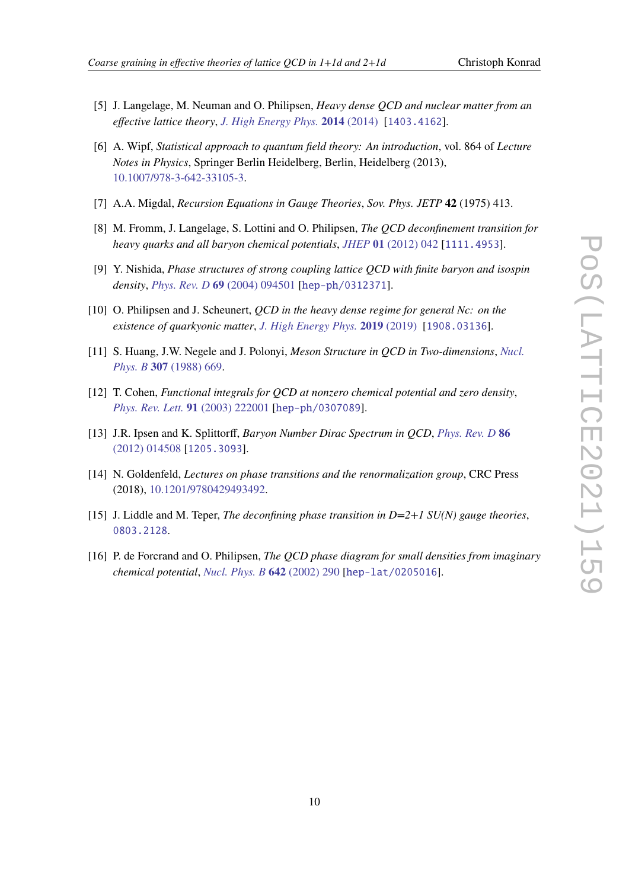[5] J. Langelage, M. Neuman and O. Philipsen, *Heavy dense QCD and nuclear matter from an effective lattice theory*, *J. High Energy Phys.* **2014** (2014) [1403.4162].

[6] A. Wipf, *Statistical approach to quantum field theory: An introduction*, vol. 864 of *Lecture Notes in Physics*, Springer Berlin Heidelberg, Berlin, Heidelberg (2013), 10.1007/978-3-642-33105-3.

[7] A.A. Migdal, *Recursion Equations in Gauge Theories*, *Sov. Phys. JETP* **42** (1975) 413.

[8] M. Fromm, J. Langelage, S. Lottini and O. Philipsen, *The QCD deconfinement transition for heavy quarks and all baryon chemical potentials*, *JHEP* **01** (2012) 042 [1111.4953].

[9] Y. Nishida, *Phase structures of strong coupling lattice QCD with finite baryon and isospin density*, *Phys. Rev. D* **69** (2004) 094501 [hep-ph/0312371].

[10] O. Philipsen and J. Scheunert, *QCD in the heavy dense regime for general Nc: on the existence of quarkyonic matter*, *J. High Energy Phys.* **2019** (2019) [1908.03136].

[11] S. Huang, J.W. Negele and J. Polonyi, *Meson Structure in QCD in Two-dimensions*, *Nucl. Phys. B* **307** (1988) 669.

[12] T. Cohen, *Functional integrals for QCD at nonzero chemical potential and zero density*, *Phys. Rev. Lett.* **91** (2003) 222001 [hep-ph/0307089].

[13] J.R. Ipsen and K. Splittorff, *Baryon Number Dirac Spectrum in QCD*, *Phys. Rev. D* **86** (2012) 014508 [1205.3093].

[14] N. Goldenfeld, *Lectures on phase transitions and the renormalization group*, CRC Press (2018), 10.1201/9780429493492.

[15] J. Liddle and M. Teper, *The deconfining phase transition in D=2+1 SU(N) gauge theories*, 0803.2128.

[16] P. de Forcrand and O. Philipsen, *The QCD phase diagram for small densities from imaginary chemical potential*, *Nucl. Phys. B* **642** (2002) 290 [hep-lat/0205016].